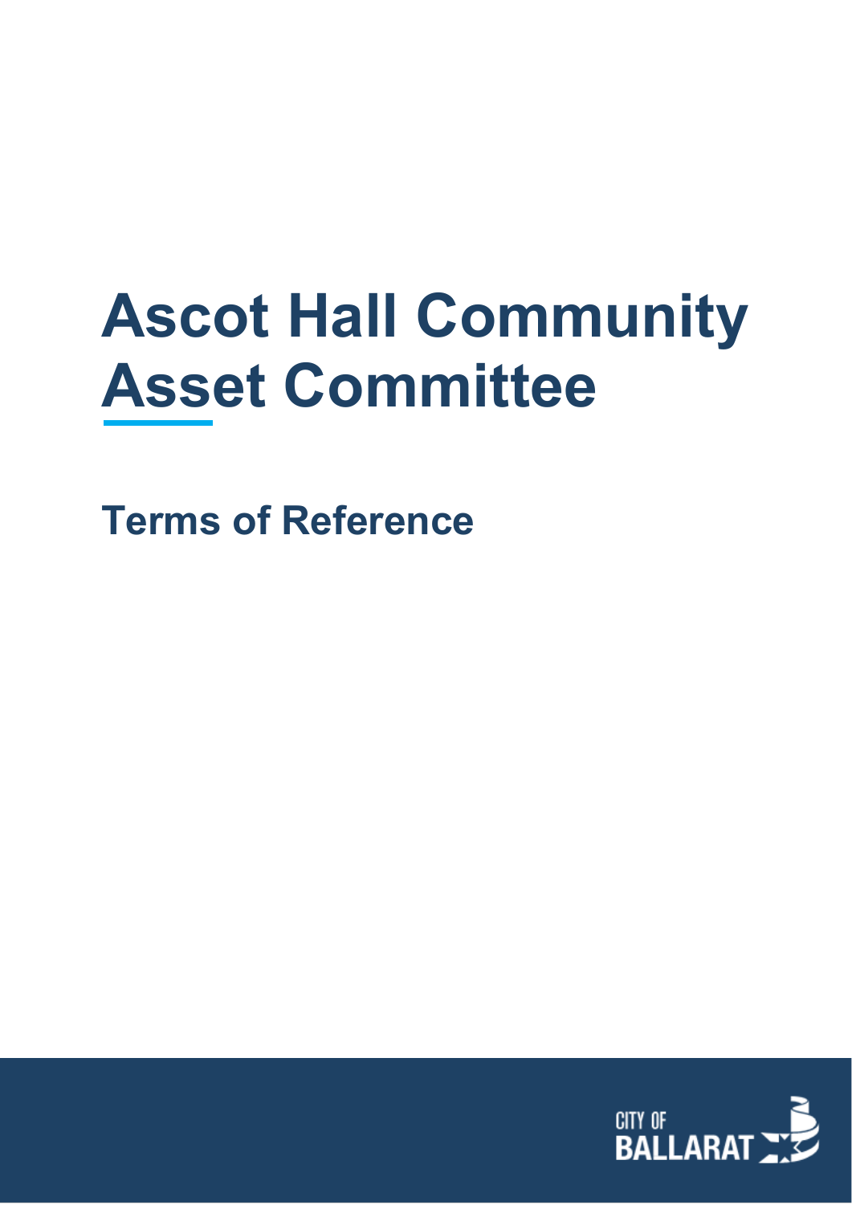# Ascot Hall Community Asset Committee

## Terms of Reference

CITY OF BALLARAT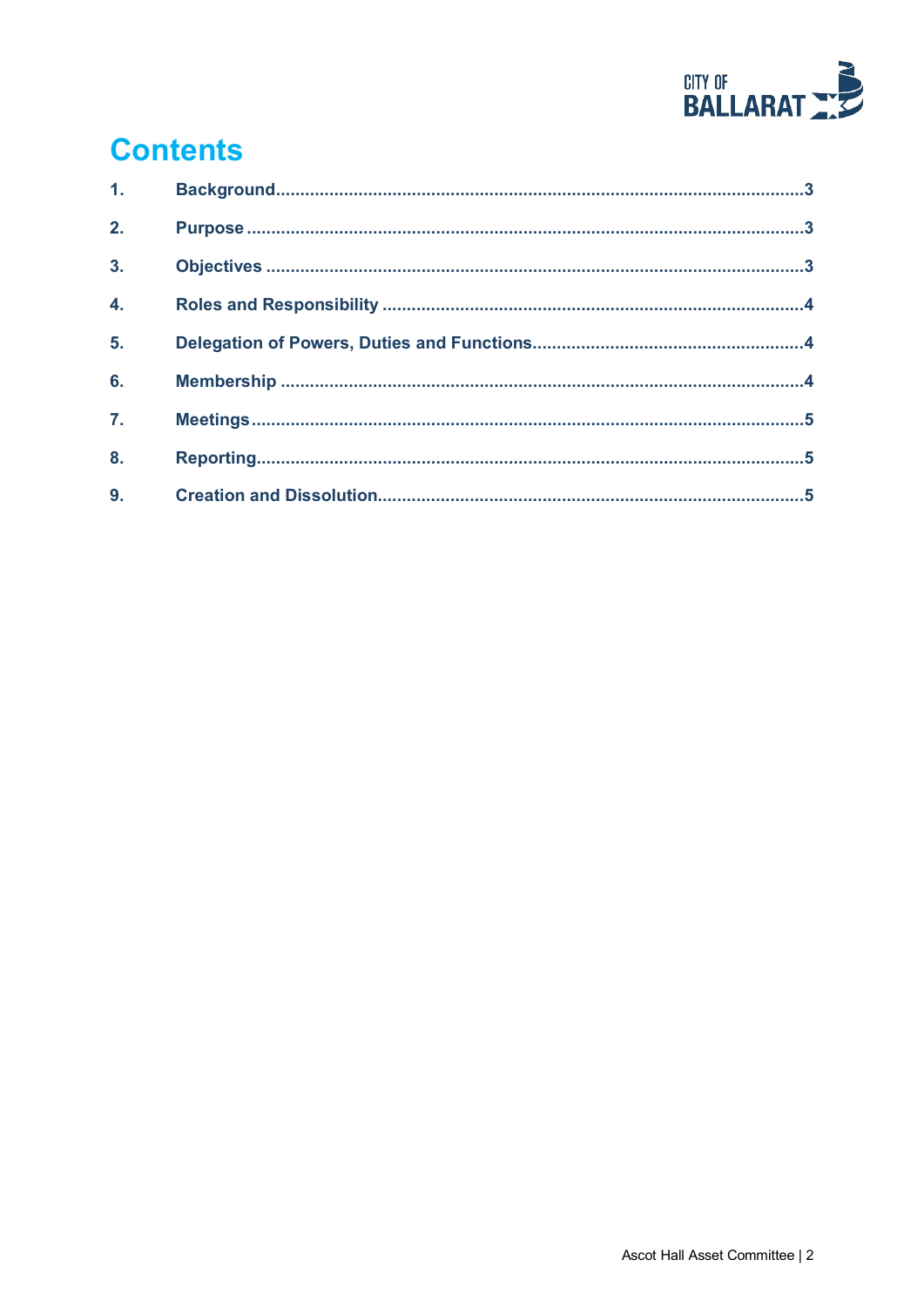# Contents

1. Background ... 3
2. Purpose ... 3
3. Objectives ... 3
4. Roles and Responsibility ... 4
5. Delegation of Powers, Duties and Functions ... 4
6. Membership ... 4
7. Meetings ... 5
8. Reporting ... 5
9. Creation and Dissolution ... 5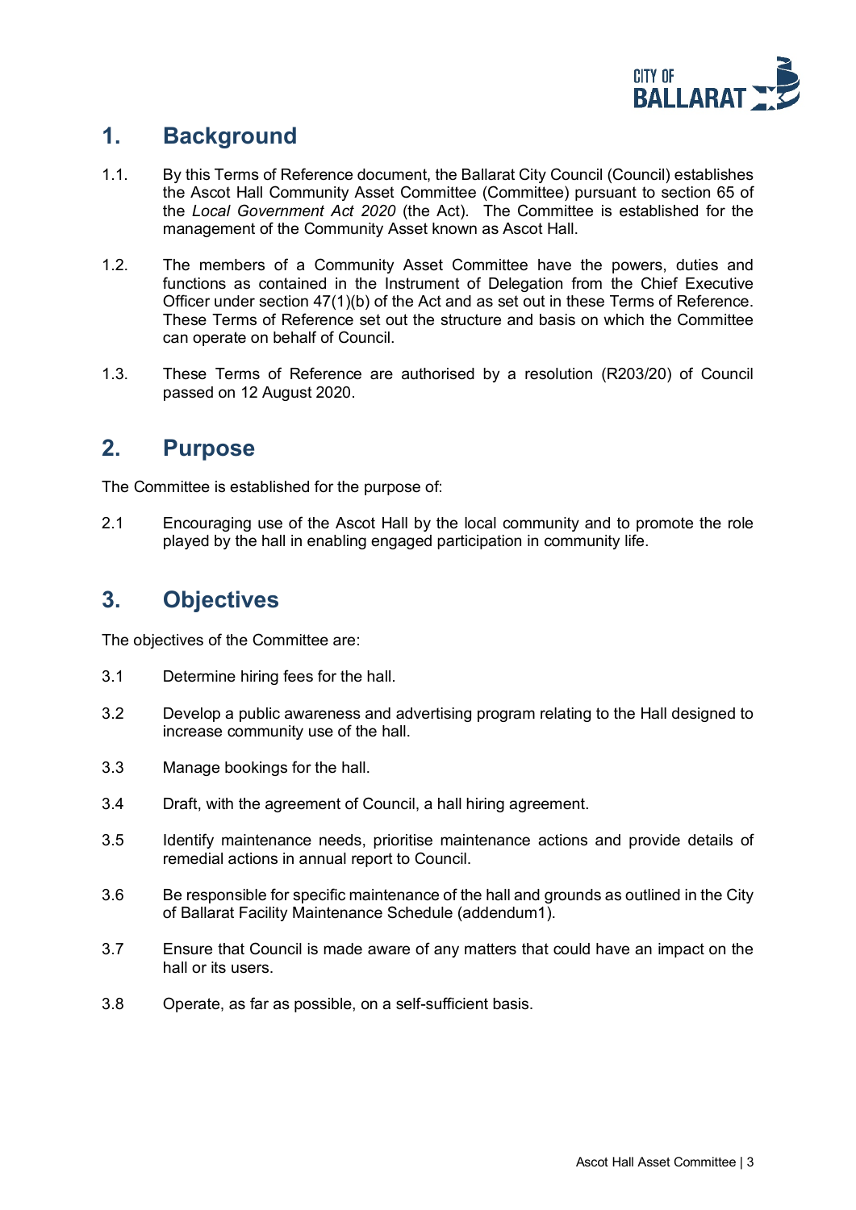## 1. Background

1.1. By this Terms of Reference document, the Ballarat City Council (Council) establishes the Ascot Hall Community Asset Committee (Committee) pursuant to section 65 of the *Local Government Act 2020* (the Act). The Committee is established for the management of the Community Asset known as Ascot Hall.

1.2. The members of a Community Asset Committee have the powers, duties and functions as contained in the Instrument of Delegation from the Chief Executive Officer under section 47(1)(b) of the Act and as set out in these Terms of Reference. These Terms of Reference set out the structure and basis on which the Committee can operate on behalf of Council.

1.3. These Terms of Reference are authorised by a resolution (R203/20) of Council passed on 12 August 2020.

## 2. Purpose

The Committee is established for the purpose of:

2.1 Encouraging use of the Ascot Hall by the local community and to promote the role played by the hall in enabling engaged participation in community life.

## 3. Objectives

The objectives of the Committee are:

3.1 Determine hiring fees for the hall.

3.2 Develop a public awareness and advertising program relating to the Hall designed to increase community use of the hall.

3.3 Manage bookings for the hall.

3.4 Draft, with the agreement of Council, a hall hiring agreement.

3.5 Identify maintenance needs, prioritise maintenance actions and provide details of remedial actions in annual report to Council.

3.6 Be responsible for specific maintenance of the hall and grounds as outlined in the City of Ballarat Facility Maintenance Schedule (addendum1).

3.7 Ensure that Council is made aware of any matters that could have an impact on the hall or its users.

3.8 Operate, as far as possible, on a self-sufficient basis.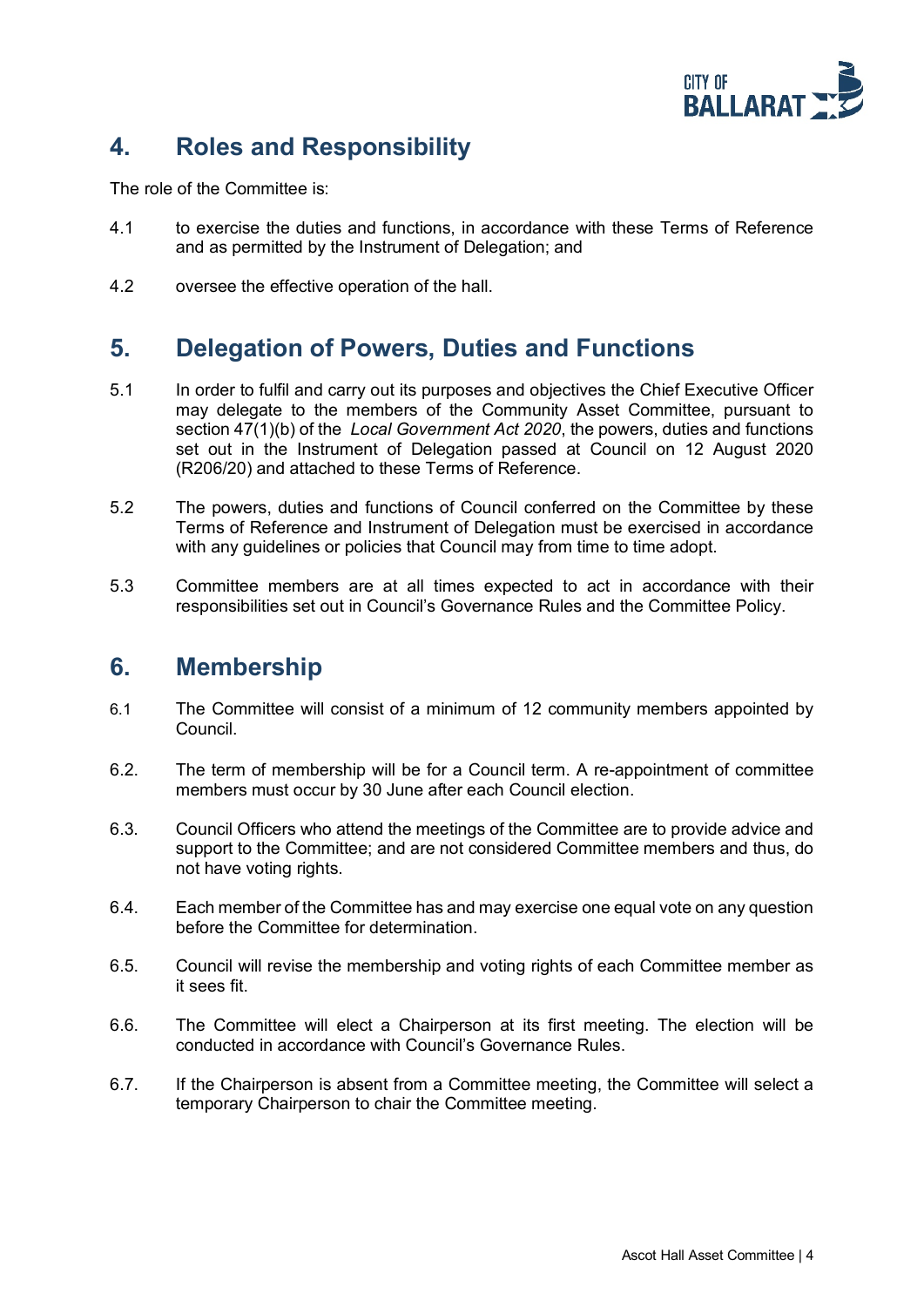## 4. Roles and Responsibility

The role of the Committee is:

4.1 to exercise the duties and functions, in accordance with these Terms of Reference and as permitted by the Instrument of Delegation; and

4.2 oversee the effective operation of the hall.

## 5. Delegation of Powers, Duties and Functions

5.1 In order to fulfil and carry out its purposes and objectives the Chief Executive Officer may delegate to the members of the Community Asset Committee, pursuant to section 47(1)(b) of the *Local Government Act 2020*, the powers, duties and functions set out in the Instrument of Delegation passed at Council on 12 August 2020 (R206/20) and attached to these Terms of Reference.

5.2 The powers, duties and functions of Council conferred on the Committee by these Terms of Reference and Instrument of Delegation must be exercised in accordance with any guidelines or policies that Council may from time to time adopt.

5.3 Committee members are at all times expected to act in accordance with their responsibilities set out in Council's Governance Rules and the Committee Policy.

## 6. Membership

6.1 The Committee will consist of a minimum of 12 community members appointed by Council.

6.2. The term of membership will be for a Council term. A re-appointment of committee members must occur by 30 June after each Council election.

6.3. Council Officers who attend the meetings of the Committee are to provide advice and support to the Committee; and are not considered Committee members and thus, do not have voting rights.

6.4. Each member of the Committee has and may exercise one equal vote on any question before the Committee for determination.

6.5. Council will revise the membership and voting rights of each Committee member as it sees fit.

6.6. The Committee will elect a Chairperson at its first meeting. The election will be conducted in accordance with Council's Governance Rules.

6.7. If the Chairperson is absent from a Committee meeting, the Committee will select a temporary Chairperson to chair the Committee meeting.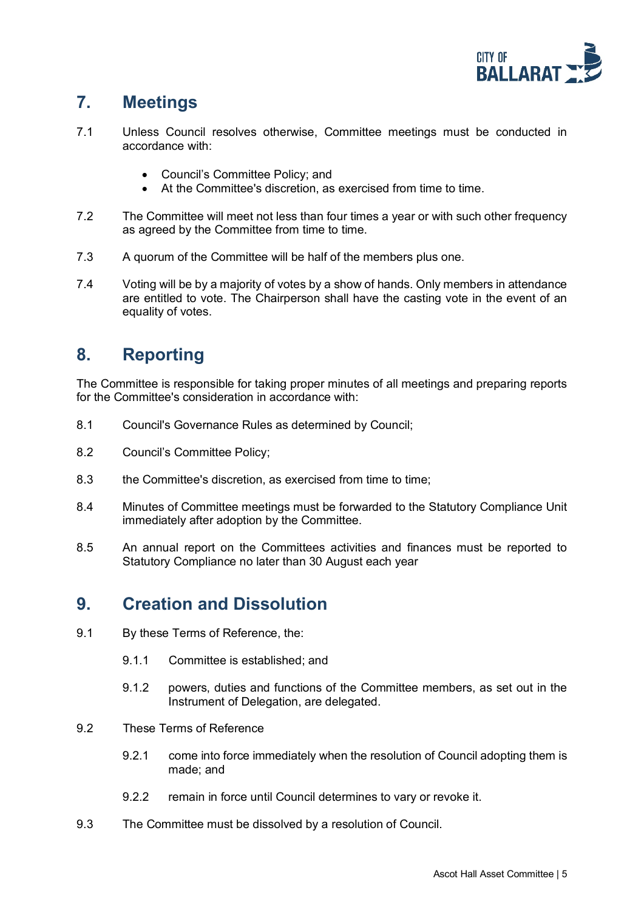## 7. Meetings

7.1 Unless Council resolves otherwise, Committee meetings must be conducted in accordance with:

- Council's Committee Policy; and
- At the Committee's discretion, as exercised from time to time.

7.2 The Committee will meet not less than four times a year or with such other frequency as agreed by the Committee from time to time.

7.3 A quorum of the Committee will be half of the members plus one.

7.4 Voting will be by a majority of votes by a show of hands. Only members in attendance are entitled to vote. The Chairperson shall have the casting vote in the event of an equality of votes.

## 8. Reporting

The Committee is responsible for taking proper minutes of all meetings and preparing reports for the Committee's consideration in accordance with:

8.1 Council's Governance Rules as determined by Council;

8.2 Council's Committee Policy;

8.3 the Committee's discretion, as exercised from time to time;

8.4 Minutes of Committee meetings must be forwarded to the Statutory Compliance Unit immediately after adoption by the Committee.

8.5 An annual report on the Committees activities and finances must be reported to Statutory Compliance no later than 30 August each year

## 9. Creation and Dissolution

9.1 By these Terms of Reference, the:

9.1.1 Committee is established; and

9.1.2 powers, duties and functions of the Committee members, as set out in the Instrument of Delegation, are delegated.

9.2 These Terms of Reference

9.2.1 come into force immediately when the resolution of Council adopting them is made; and

9.2.2 remain in force until Council determines to vary or revoke it.

9.3 The Committee must be dissolved by a resolution of Council.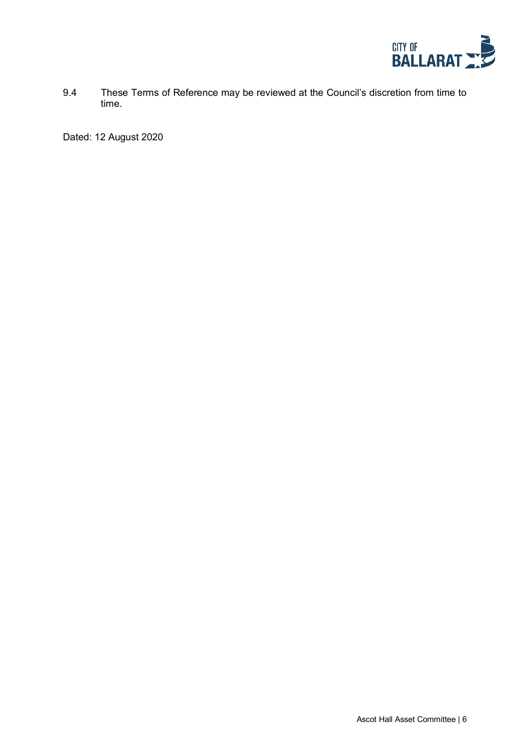9.4 These Terms of Reference may be reviewed at the Council's discretion from time to time.

Dated: 12 August 2020